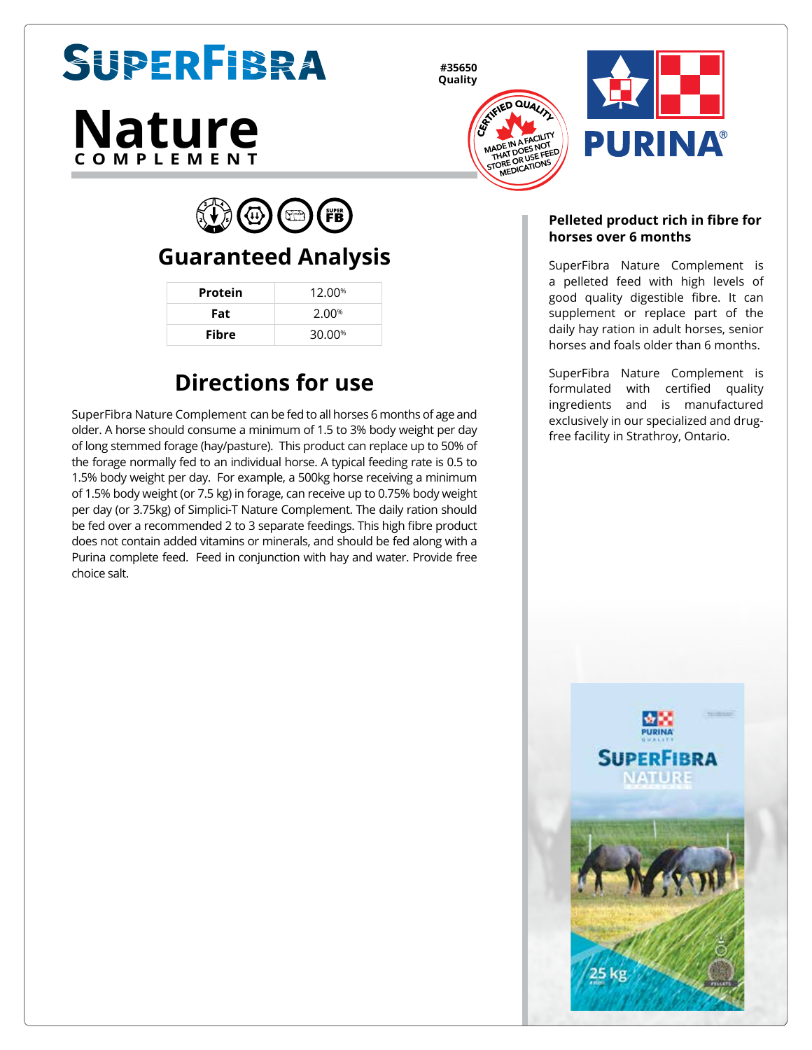# SuperFibra

# Nature
COMPLEMENT

**#35650**
**Quality**

CERTIFIED QUALITY
MADE IN A FACILITY THAT DOES NOT STORE OR USE FEED MEDICATIONS

PURINA®

## Guaranteed Analysis

| | |
|---|---|
| **Protein** | 12.00% |
| **Fat** | 2.00% |
| **Fibre** | 30.00% |

## Directions for use

SuperFibra Nature Complement can be fed to all horses 6 months of age and older. A horse should consume a minimum of 1.5 to 3% body weight per day of long stemmed forage (hay/pasture). This product can replace up to 50% of the forage normally fed to an individual horse. A typical feeding rate is 0.5 to 1.5% body weight per day. For example, a 500kg horse receiving a minimum of 1.5% body weight (or 7.5 kg) in forage, can receive up to 0.75% body weight per day (or 3.75kg) of Simplici-T Nature Complement. The daily ration should be fed over a recommended 2 to 3 separate feedings. This high fibre product does not contain added vitamins or minerals, and should be fed along with a Purina complete feed. Feed in conjunction with hay and water. Provide free choice salt.

**Pelleted product rich in fibre for horses over 6 months**

SuperFibra Nature Complement is a pelleted feed with high levels of good quality digestible fibre. It can supplement or replace part of the daily hay ration in adult horses, senior horses and foals older than 6 months.

SuperFibra Nature Complement is formulated with certified quality ingredients and is manufactured exclusively in our specialized and drug-free facility in Strathroy, Ontario.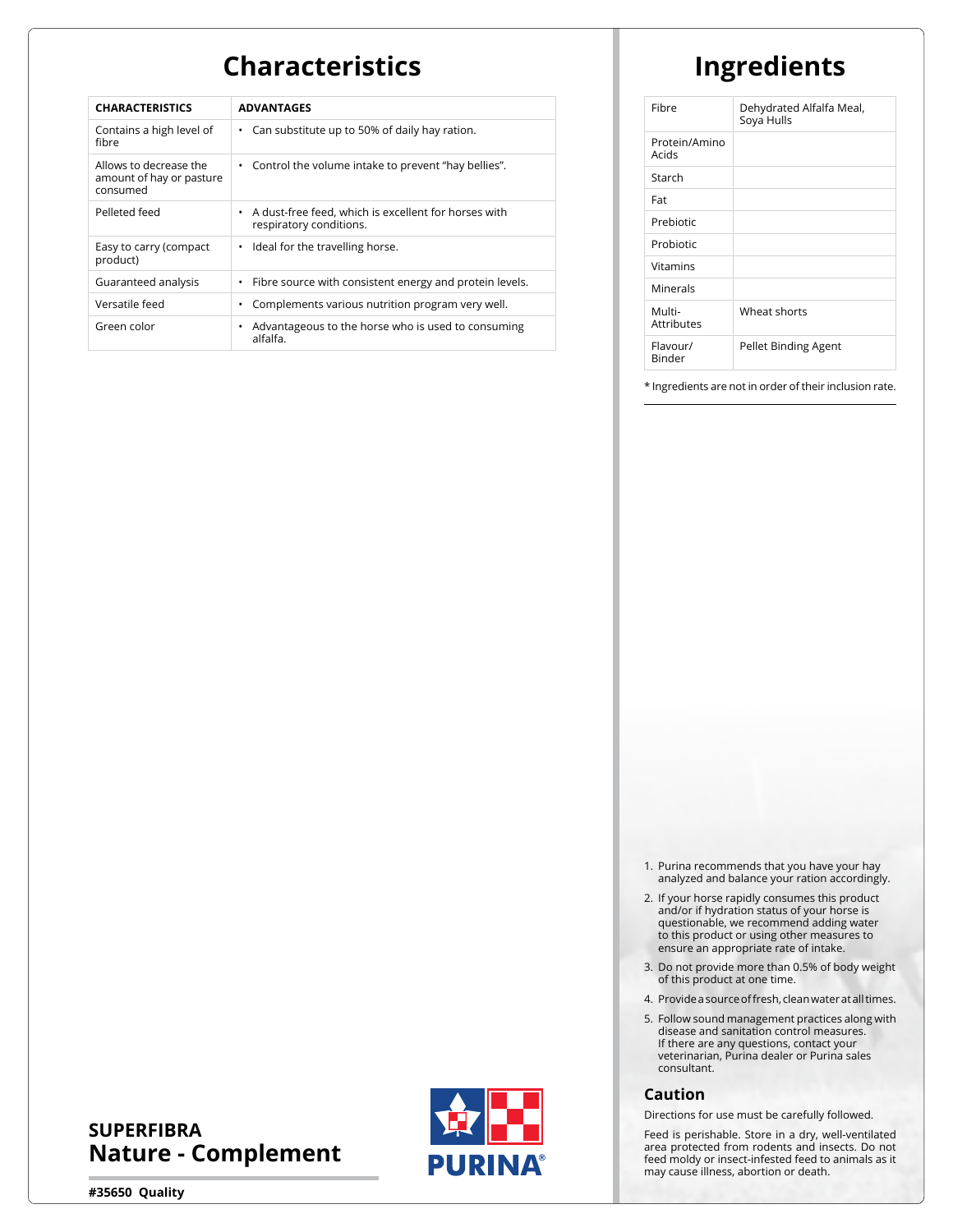# Characteristics

| CHARACTERISTICS | ADVANTAGES |
|---|---|
| Contains a high level of fibre | • Can substitute up to 50% of daily hay ration. |
| Allows to decrease the amount of hay or pasture consumed | • Control the volume intake to prevent "hay bellies". |
| Pelleted feed | • A dust-free feed, which is excellent for horses with respiratory conditions. |
| Easy to carry (compact product) | • Ideal for the travelling horse. |
| Guaranteed analysis | • Fibre source with consistent energy and protein levels. |
| Versatile feed | • Complements various nutrition program very well. |
| Green color | • Advantageous to the horse who is used to consuming alfalfa. |

# Ingredients

| | |
|---|---|
| Fibre | Dehydrated Alfalfa Meal, Soya Hulls |
| Protein/Amino Acids | |
| Starch | |
| Fat | |
| Prebiotic | |
| Probiotic | |
| Vitamins | |
| Minerals | |
| Multi-Attributes | Wheat shorts |
| Flavour/ Binder | Pellet Binding Agent |

* Ingredients are not in order of their inclusion rate.

1. Purina recommends that you have your hay analyzed and balance your ration accordingly.
2. If your horse rapidly consumes this product and/or if hydration status of your horse is questionable, we recommend adding water to this product or using other measures to ensure an appropriate rate of intake.
3. Do not provide more than 0.5% of body weight of this product at one time.
4. Provide a source of fresh, clean water at all times.
5. Follow sound management practices along with disease and sanitation control measures. If there are any questions, contact your veterinarian, Purina dealer or Purina sales consultant.

## Caution

Directions for use must be carefully followed.

Feed is perishable. Store in a dry, well-ventilated area protected from rodents and insects. Do not feed moldy or insect-infested feed to animals as it may cause illness, abortion or death.

**SUPERFIBRA**
**Nature - Complement**

PURINA®

**#35650 Quality**